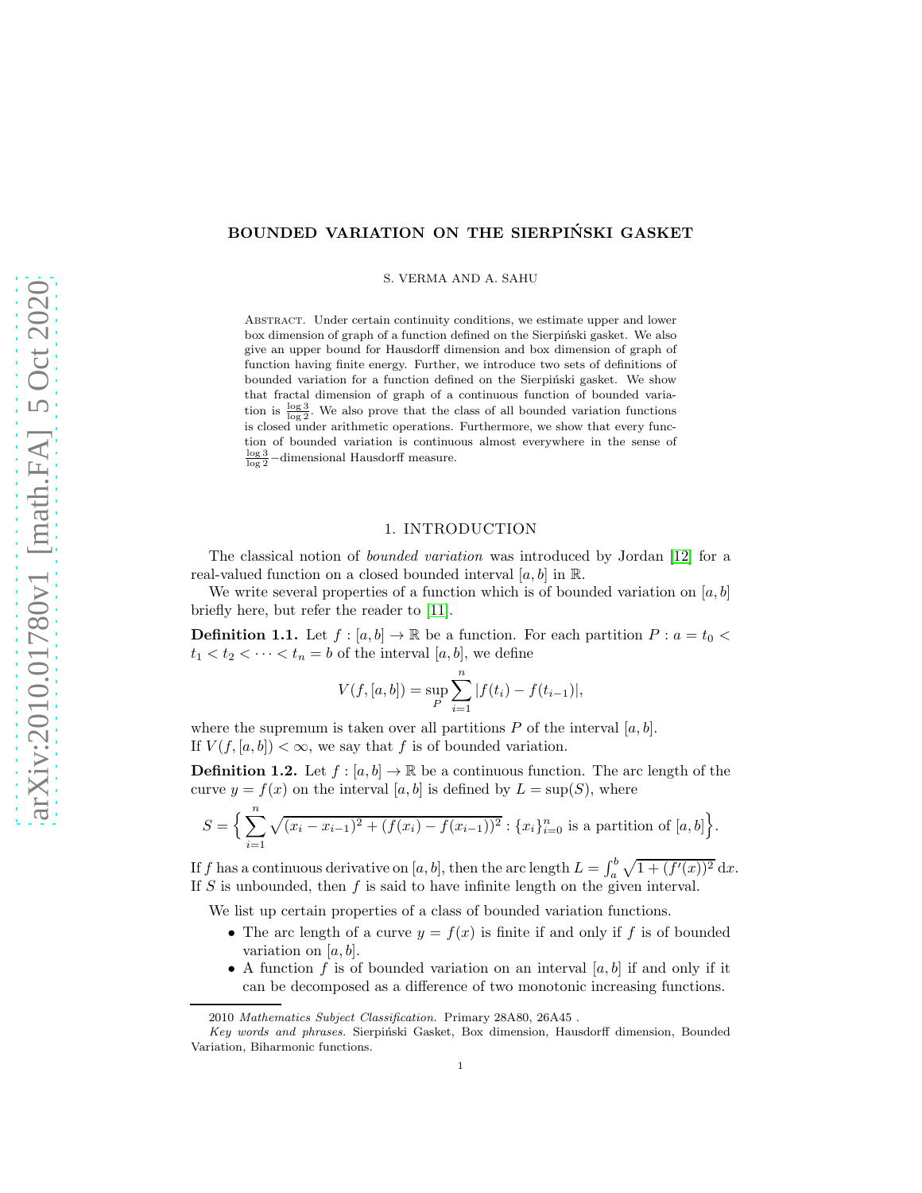# BOUNDED VARIATION ON THE SIERPIŃSKI GASKET

S. VERMA AND A. SAHU

Abstract. Under certain continuity conditions, we estimate upper and lower box dimension of graph of a function defined on the Sierpiński gasket. We also give an upper bound for Hausdorff dimension and box dimension of graph of function having finite energy. Further, we introduce two sets of definitions of bounded variation for a function defined on the Sierpiński gasket. We show that fractal dimension of graph of a continuous function of bounded variation is $\frac{\log 3}{\log 2}$. We also prove that the class of all bounded variation functions is closed under arithmetic operations. Furthermore, we show that every function of bounded variation is continuous almost everywhere in the sense of $\frac{\log 3}{\log 2}-$dimensional Hausdorff measure.

## 1. INTRODUCTION

The classical notion of *bounded variation* was introduced by Jordan [12] for a real-valued function on a closed bounded interval $[a, b]$ in $\mathbb{R}$.

We write several properties of a function which is of bounded variation on $[a, b]$ briefly here, but refer the reader to [11].

**Definition 1.1.** Let $f : [a, b] \to \mathbb{R}$ be a function. For each partition $P : a = t_0 < t_1 < t_2 < \cdots < t_n = b$ of the interval $[a, b]$, we define

$$V(f, [a, b]) = \sup_P \sum_{i=1}^{n} |f(t_i) - f(t_{i-1})|,$$

where the supremum is taken over all partitions $P$ of the interval $[a, b]$.
If $V(f, [a, b]) < \infty$, we say that $f$ is of bounded variation.

**Definition 1.2.** Let $f : [a, b] \to \mathbb{R}$ be a continuous function. The arc length of the curve $y = f(x)$ on the interval $[a, b]$ is defined by $L = \sup(S)$, where

$$S = \Big\{ \sum_{i=1}^{n} \sqrt{(x_i - x_{i-1})^2 + (f(x_i) - f(x_{i-1}))^2} : \{x_i\}_{i=0}^{n} \text{ is a partition of } [a, b] \Big\}.$$

If $f$ has a continuous derivative on $[a, b]$, then the arc length $L = \int_a^b \sqrt{1 + (f'(x))^2}\, \mathrm{d}x$.
If $S$ is unbounded, then $f$ is said to have infinite length on the given interval.

We list up certain properties of a class of bounded variation functions.

- The arc length of a curve $y = f(x)$ is finite if and only if $f$ is of bounded variation on $[a, b]$.
- A function $f$ is of bounded variation on an interval $[a, b]$ if and only if it can be decomposed as a difference of two monotonic increasing functions.

2010 *Mathematics Subject Classification.* Primary 28A80, 26A45 .

*Key words and phrases.* Sierpiński Gasket, Box dimension, Hausdorff dimension, Bounded Variation, Biharmonic functions.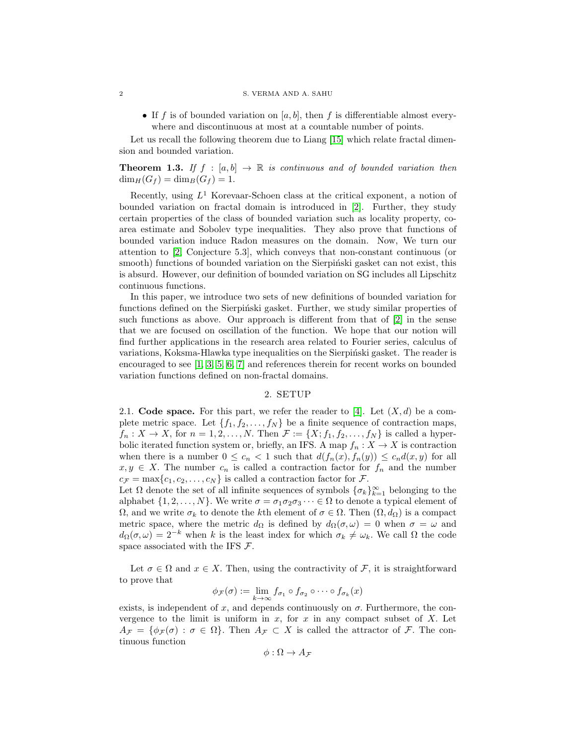- If $f$ is of bounded variation on $[a,b]$, then $f$ is differentiable almost everywhere and discontinuous at most at a countable number of points.

Let us recall the following theorem due to Liang [15] which relate fractal dimension and bounded variation.

**Theorem 1.3.** *If $f : [a,b] \to \mathbb{R}$ is continuous and of bounded variation then $\dim_H(G_f) = \dim_B(G_f) = 1$.*

Recently, using $L^1$ Korevaar-Schoen class at the critical exponent, a notion of bounded variation on fractal domain is introduced in [2]. Further, they study certain properties of the class of bounded variation such as locality property, co-area estimate and Sobolev type inequalities. They also prove that functions of bounded variation induce Radon measures on the domain. Now, We turn our attention to [2, Conjecture 5.3], which conveys that non-constant continuous (or smooth) functions of bounded variation on the Sierpiński gasket can not exist, this is absurd. However, our definition of bounded variation on SG includes all Lipschitz continuous functions.

In this paper, we introduce two sets of new definitions of bounded variation for functions defined on the Sierpiński gasket. Further, we study similar properties of such functions as above. Our approach is different from that of [2] in the sense that we are focused on oscillation of the function. We hope that our notion will find further applications in the research area related to Fourier series, calculus of variations, Koksma-Hlawka type inequalities on the Sierpiński gasket. The reader is encouraged to see [1, 3, 5, 6, 7] and references therein for recent works on bounded variation functions defined on non-fractal domains.

## 2. Setup

**2.1. Code space.** For this part, we refer the reader to [4]. Let $(X,d)$ be a complete metric space. Let $\{f_1, f_2, \dots, f_N\}$ be a finite sequence of contraction maps, $f_n : X \to X$, for $n = 1, 2, \dots, N$. Then $\mathcal{F} := \{X; f_1, f_2, \dots, f_N\}$ is called a hyperbolic iterated function system or, briefly, an IFS. A map $f_n : X \to X$ is contraction when there is a number $0 \le c_n < 1$ such that $d(f_n(x), f_n(y)) \le c_n d(x,y)$ for all $x, y \in X$. The number $c_n$ is called a contraction factor for $f_n$ and the number $c_{\mathcal{F}} = \max\{c_1, c_2, \dots, c_N\}$ is called a contraction factor for $\mathcal{F}$.
Let $\Omega$ denote the set of all infinite sequences of symbols $\{\sigma_k\}_{k=1}^{\infty}$ belonging to the alphabet $\{1, 2, \dots, N\}$. We write $\sigma = \sigma_1\sigma_2\sigma_3 \dots \in \Omega$ to denote a typical element of $\Omega$, and we write $\sigma_k$ to denote the $k$th element of $\sigma \in \Omega$. Then $(\Omega, d_\Omega)$ is a compact metric space, where the metric $d_\Omega$ is defined by $d_\Omega(\sigma, \omega) = 0$ when $\sigma = \omega$ and $d_\Omega(\sigma, \omega) = 2^{-k}$ when $k$ is the least index for which $\sigma_k \neq \omega_k$. We call $\Omega$ the code space associated with the IFS $\mathcal{F}$.

Let $\sigma \in \Omega$ and $x \in X$. Then, using the contractivity of $\mathcal{F}$, it is straightforward to prove that

$$\phi_{\mathcal{F}}(\sigma) := \lim_{k\to\infty} f_{\sigma_1} \circ f_{\sigma_2} \circ \dots \circ f_{\sigma_k}(x)$$

exists, is independent of $x$, and depends continuously on $\sigma$. Furthermore, the convergence to the limit is uniform in $x$, for $x$ in any compact subset of $X$. Let $A_{\mathcal{F}} = \{\phi_{\mathcal{F}}(\sigma) : \sigma \in \Omega\}$. Then $A_{\mathcal{F}} \subset X$ is called the attractor of $\mathcal{F}$. The continuous function

$$\phi : \Omega \to A_{\mathcal{F}}$$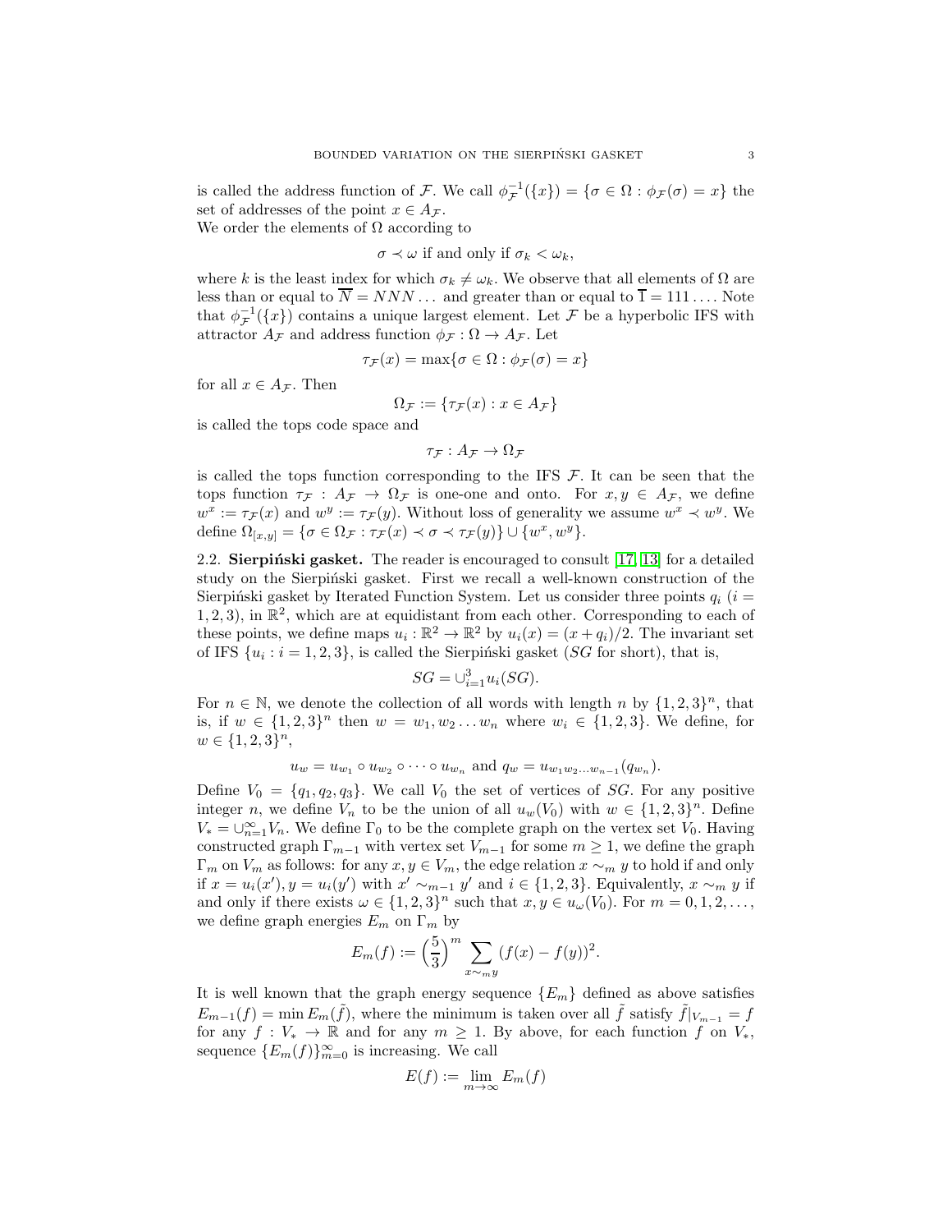is called the address function of $\mathcal{F}$. We call $\phi_{\mathcal{F}}^{-1}(\{x\}) = \{\sigma \in \Omega : \phi_{\mathcal{F}}(\sigma) = x\}$ the set of addresses of the point $x \in A_{\mathcal{F}}$.
We order the elements of $\Omega$ according to

$$\sigma \prec \omega \text{ if and only if } \sigma_k < \omega_k,$$

where $k$ is the least index for which $\sigma_k \neq \omega_k$. We observe that all elements of $\Omega$ are less than or equal to $\overline{N} = NNN\ldots$ and greater than or equal to $\overline{1} = 111\ldots$. Note that $\phi_{\mathcal{F}}^{-1}(\{x\})$ contains a unique largest element. Let $\mathcal{F}$ be a hyperbolic IFS with attractor $A_{\mathcal{F}}$ and address function $\phi_{\mathcal{F}} : \Omega \to A_{\mathcal{F}}$. Let

$$\tau_{\mathcal{F}}(x) = \max\{\sigma \in \Omega : \phi_{\mathcal{F}}(\sigma) = x\}$$

for all $x \in A_{\mathcal{F}}$. Then

$$\Omega_{\mathcal{F}} := \{\tau_{\mathcal{F}}(x) : x \in A_{\mathcal{F}}\}$$

is called the tops code space and

$$\tau_{\mathcal{F}} : A_{\mathcal{F}} \to \Omega_{\mathcal{F}}$$

is called the tops function corresponding to the IFS $\mathcal{F}$. It can be seen that the tops function $\tau_{\mathcal{F}} : A_{\mathcal{F}} \to \Omega_{\mathcal{F}}$ is one-one and onto. For $x, y \in A_{\mathcal{F}}$, we define $w^x := \tau_{\mathcal{F}}(x)$ and $w^y := \tau_{\mathcal{F}}(y)$. Without loss of generality we assume $w^x \prec w^y$. We define $\Omega_{[x,y]} = \{\sigma \in \Omega_{\mathcal{F}} : \tau_{\mathcal{F}}(x) \prec \sigma \prec \tau_{\mathcal{F}}(y)\} \cup \{w^x, w^y\}$.

2.2. **Sierpiński gasket.** The reader is encouraged to consult [17, 13] for a detailed study on the Sierpiński gasket. First we recall a well-known construction of the Sierpiński gasket by Iterated Function System. Let us consider three points $q_i$ ($i = 1, 2, 3$), in $\mathbb{R}^2$, which are at equidistant from each other. Corresponding to each of these points, we define maps $u_i : \mathbb{R}^2 \to \mathbb{R}^2$ by $u_i(x) = (x + q_i)/2$. The invariant set of IFS $\{u_i : i = 1, 2, 3\}$, is called the Sierpiński gasket ($SG$ for short), that is,

$$SG = \cup_{i=1}^{3} u_i(SG).$$

For $n \in \mathbb{N}$, we denote the collection of all words with length $n$ by $\{1, 2, 3\}^n$, that is, if $w \in \{1, 2, 3\}^n$ then $w = w_1, w_2 \ldots w_n$ where $w_i \in \{1, 2, 3\}$. We define, for $w \in \{1, 2, 3\}^n$,

$$u_w = u_{w_1} \circ u_{w_2} \circ \cdots \circ u_{w_n} \text{ and } q_w = u_{w_1 w_2 \ldots w_{n-1}}(q_{w_n}).$$

Define $V_0 = \{q_1, q_2, q_3\}$. We call $V_0$ the set of vertices of $SG$. For any positive integer $n$, we define $V_n$ to be the union of all $u_w(V_0)$ with $w \in \{1, 2, 3\}^n$. Define $V_* = \cup_{n=1}^{\infty} V_n$. We define $\Gamma_0$ to be the complete graph on the vertex set $V_0$. Having constructed graph $\Gamma_{m-1}$ with vertex set $V_{m-1}$ for some $m \geq 1$, we define the graph $\Gamma_m$ on $V_m$ as follows: for any $x, y \in V_m$, the edge relation $x \sim_m y$ to hold if and only if $x = u_i(x'), y = u_i(y')$ with $x' \sim_{m-1} y'$ and $i \in \{1, 2, 3\}$. Equivalently, $x \sim_m y$ if and only if there exists $\omega \in \{1, 2, 3\}^n$ such that $x, y \in u_\omega(V_0)$. For $m = 0, 1, 2, \ldots$, we define graph energies $E_m$ on $\Gamma_m$ by

$$E_m(f) := \left(\frac{5}{3}\right)^m \sum_{x \sim_m y} (f(x) - f(y))^2.$$

It is well known that the graph energy sequence $\{E_m\}$ defined as above satisfies $E_{m-1}(f) = \min E_m(\tilde{f})$, where the minimum is taken over all $\tilde{f}$ satisfy $\tilde{f}|_{V_{m-1}} = f$ for any $f : V_* \to \mathbb{R}$ and for any $m \geq 1$. By above, for each function $f$ on $V_*$, sequence $\{E_m(f)\}_{m=0}^{\infty}$ is increasing. We call

$$E(f) := \lim_{m\to\infty} E_m(f)$$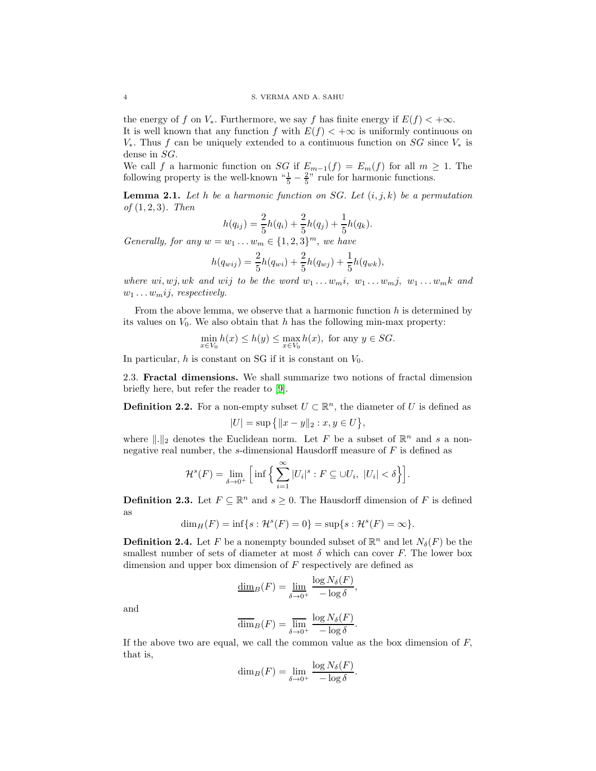the energy of $f$ on $V_*$. Furthermore, we say $f$ has finite energy if $E(f) < +\infty$.
It is well known that any function $f$ with $E(f) < +\infty$ is uniformly continuous on $V_*$. Thus $f$ can be uniquely extended to a continuous function on $SG$ since $V_*$ is dense in $SG$.
We call $f$ a harmonic function on $SG$ if $E_{m-1}(f) = E_m(f)$ for all $m \geq 1$. The following property is the well-known "$\frac{1}{5} - \frac{2}{5}$" rule for harmonic functions.

**Lemma 2.1.** *Let $h$ be a harmonic function on SG. Let $(i, j, k)$ be a permutation of $(1, 2, 3)$. Then*

$$h(q_{ij}) = \frac{2}{5}h(q_i) + \frac{2}{5}h(q_j) + \frac{1}{5}h(q_k).$$

*Generally, for any $w = w_1 \ldots w_m \in \{1, 2, 3\}^m$, we have*

$$h(q_{wij}) = \frac{2}{5}h(q_{wi}) + \frac{2}{5}h(q_{wj}) + \frac{1}{5}h(q_{wk}),$$

*where $wi, wj, wk$ and $wij$ to be the word $w_1 \ldots w_m i$, $w_1 \ldots w_m j$, $w_1 \ldots w_m k$ and $w_1 \ldots w_m ij$, respectively.*

From the above lemma, we observe that a harmonic function $h$ is determined by its values on $V_0$. We also obtain that $h$ has the following min-max property:

$$\min_{x \in V_0} h(x) \leq h(y) \leq \max_{x \in V_0} h(x), \text{ for any } y \in SG.$$

In particular, $h$ is constant on SG if it is constant on $V_0$.

2.3. **Fractal dimensions.** We shall summarize two notions of fractal dimension briefly here, but refer the reader to [9].

**Definition 2.2.** For a non-empty subset $U \subset \mathbb{R}^n$, the diameter of $U$ is defined as

$$|U| = \sup\{\|x - y\|_2 : x, y \in U\},$$

where $\|.\|_2$ denotes the Euclidean norm. Let $F$ be a subset of $\mathbb{R}^n$ and $s$ a non-negative real number, the $s$-dimensional Hausdorff measure of $F$ is defined as

$$\mathcal{H}^s(F) = \lim_{\delta \to 0^+} \Big[\inf\Big\{\sum_{i=1}^{\infty} |U_i|^s : F \subseteq \cup U_i,\ |U_i| < \delta\Big\}\Big].$$

**Definition 2.3.** Let $F \subseteq \mathbb{R}^n$ and $s \geq 0$. The Hausdorff dimension of $F$ is defined as

$$\dim_H(F) = \inf\{s : \mathcal{H}^s(F) = 0\} = \sup\{s : \mathcal{H}^s(F) = \infty\}.$$

**Definition 2.4.** Let $F$ be a nonempty bounded subset of $\mathbb{R}^n$ and let $N_\delta(F)$ be the smallest number of sets of diameter at most $\delta$ which can cover $F$. The lower box dimension and upper box dimension of $F$ respectively are defined as

$$\underline{\dim}_B(F) = \varliminf_{\delta \to 0^+} \frac{\log N_\delta(F)}{-\log \delta},$$

and

$$\overline{\dim}_B(F) = \varlimsup_{\delta \to 0^+} \frac{\log N_\delta(F)}{-\log \delta}.$$

If the above two are equal, we call the common value as the box dimension of $F$, that is,

$$\dim_B(F) = \lim_{\delta \to 0^+} \frac{\log N_\delta(F)}{-\log \delta}.$$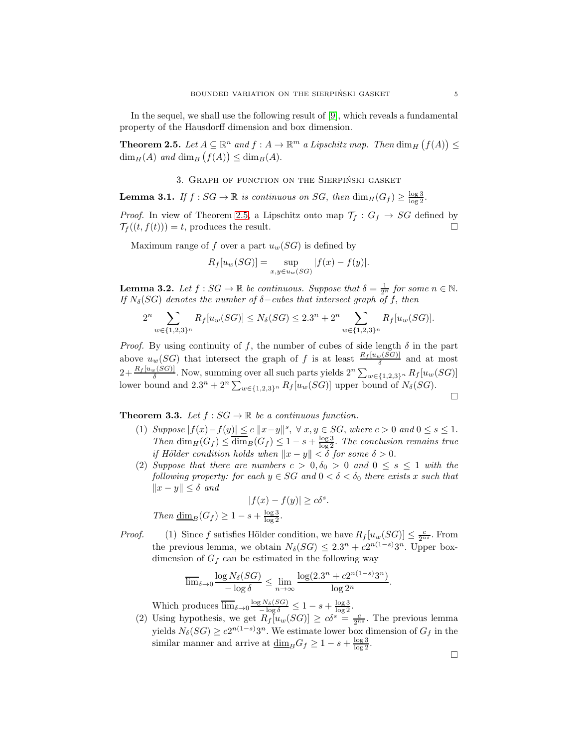In the sequel, we shall use the following result of [9], which reveals a fundamental property of the Hausdorff dimension and box dimension.

**Theorem 2.5.** *Let $A \subseteq \mathbb{R}^n$ and $f : A \to \mathbb{R}^m$ a Lipschitz map. Then $\dim_H\big(f(A)\big) \leq \dim_H(A)$ and $\dim_B\big(f(A)\big) \leq \dim_B(A)$.*

## 3. Graph of function on the Sierpiński gasket

**Lemma 3.1.** *If $f : SG \to \mathbb{R}$ is continuous on $SG$, then $\dim_H(G_f) \geq \frac{\log 3}{\log 2}$.*

*Proof.* In view of Theorem 2.5, a Lipschitz onto map $\mathcal{T}_f : G_f \to SG$ defined by $\mathcal{T}_f((t, f(t))) = t$, produces the result. □

Maximum range of $f$ over a part $u_w(SG)$ is defined by

$$R_f[u_w(SG)] = \sup_{x,y \in u_w(SG)} |f(x) - f(y)|.$$

**Lemma 3.2.** *Let $f : SG \to \mathbb{R}$ be continuous. Suppose that $\delta = \frac{1}{2^n}$ for some $n \in \mathbb{N}$. If $N_\delta(SG)$ denotes the number of $\delta-$cubes that intersect graph of $f$, then*

$$2^n \sum_{w \in \{1,2,3\}^n} R_f[u_w(SG)] \leq N_\delta(SG) \leq 2.3^n + 2^n \sum_{w \in \{1,2,3\}^n} R_f[u_w(SG)].$$

*Proof.* By using continuity of $f$, the number of cubes of side length $\delta$ in the part above $u_w(SG)$ that intersect the graph of $f$ is at least $\frac{R_f[u_w(SG)]}{\delta}$ and at most $2 + \frac{R_f[u_w(SG)]}{\delta}$. Now, summing over all such parts yields $2^n \sum_{w \in \{1,2,3\}^n} R_f[u_w(SG)]$ lower bound and $2.3^n + 2^n \sum_{w \in \{1,2,3\}^n} R_f[u_w(SG)]$ upper bound of $N_\delta(SG)$.

□

**Theorem 3.3.** *Let $f : SG \to \mathbb{R}$ be a continuous function.*

1. *Suppose $|f(x) - f(y)| \leq c\,\|x - y\|^s$, $\forall\, x, y \in SG$, where $c > 0$ and $0 \leq s \leq 1$. Then $\dim_H(G_f) \leq \overline{\dim}_B(G_f) \leq 1 - s + \frac{\log 3}{\log 2}$. The conclusion remains true if Hölder condition holds when $\|x - y\| < \delta$ for some $\delta > 0$.*
2. *Suppose that there are numbers $c > 0, \delta_0 > 0$ and $0 \leq s \leq 1$ with the following property: for each $y \in SG$ and $0 < \delta < \delta_0$ there exists $x$ such that $\|x - y\| \leq \delta$ and*
$$|f(x) - f(y)| \geq c\delta^s.$$
*Then $\underline{\dim}_B(G_f) \geq 1 - s + \frac{\log 3}{\log 2}$.*

*Proof.*

1. Since $f$ satisfies Hölder condition, we have $R_f[u_w(SG)] \leq \frac{c}{2^{ns}}$. From the previous lemma, we obtain $N_\delta(SG) \leq 2.3^n + c2^{n(1-s)}3^n$. Upper box-dimension of $G_f$ can be estimated in the following way
$$\overline{\lim}_{\delta \to 0} \frac{\log N_\delta(SG)}{-\log \delta} \leq \lim_{n \to \infty} \frac{\log(2.3^n + c2^{n(1-s)}3^n)}{\log 2^n}.$$
Which produces $\overline{\lim}_{\delta \to 0} \frac{\log N_\delta(SG)}{-\log \delta} \leq 1 - s + \frac{\log 3}{\log 2}$.
2. Using hypothesis, we get $R_f[u_w(SG)] \geq c\delta^s = \frac{c}{2^{ns}}$. The previous lemma yields $N_\delta(SG) \geq c2^{n(1-s)}3^n$. We estimate lower box dimension of $G_f$ in the similar manner and arrive at $\underline{\dim}_B G_f \geq 1 - s + \frac{\log 3}{\log 2}$.

□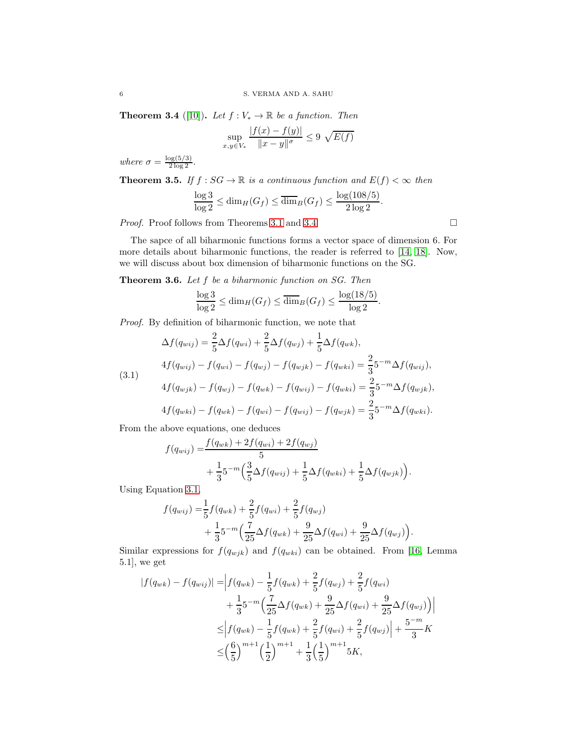**Theorem 3.4** ([10])**.** *Let $f : V_* \to \mathbb{R}$ be a function. Then*

$$\sup_{x,y \in V_*} \frac{|f(x) - f(y)|}{\|x - y\|^{\sigma}} \leq 9 \sqrt{E(f)}$$

*where $\sigma = \frac{\log(5/3)}{2\log 2}$.*

**Theorem 3.5.** *If $f : SG \to \mathbb{R}$ is a continuous function and $E(f) < \infty$ then*

$$\frac{\log 3}{\log 2} \leq \dim_H(G_f) \leq \overline{\dim}_B(G_f) \leq \frac{\log(108/5)}{2\log 2}.$$

*Proof.* Proof follows from Theorems 3.1 and 3.4. □

The sapce of all biharmonic functions forms a vector space of dimension 6. For more details about biharmonic functions, the reader is referred to [14, 18]. Now, we will discuss about box dimension of biharmonic functions on the SG.

**Theorem 3.6.** *Let $f$ be a biharmonic function on SG. Then*

$$\frac{\log 3}{\log 2} \leq \dim_H(G_f) \leq \overline{\dim}_B(G_f) \leq \frac{\log(18/5)}{\log 2}.$$

*Proof.* By definition of biharmonic function, we note that

$$\begin{aligned}
&\Delta f(q_{wij}) = \frac{2}{5}\Delta f(q_{wi}) + \frac{2}{5}\Delta f(q_{wj}) + \frac{1}{5}\Delta f(q_{wk}), \\
&4f(q_{wij}) - f(q_{wi}) - f(q_{wj}) - f(q_{wjk}) - f(q_{wki}) = \frac{2}{3}5^{-m}\Delta f(q_{wij}), \\
&4f(q_{wjk}) - f(q_{wj}) - f(q_{wk}) - f(q_{wij}) - f(q_{wki}) = \frac{2}{3}5^{-m}\Delta f(q_{wjk}), \\
&4f(q_{wki}) - f(q_{wk}) - f(q_{wi}) - f(q_{wij}) - f(q_{wjk}) = \frac{2}{3}5^{-m}\Delta f(q_{wki}).
\end{aligned} \tag{3.1}$$

From the above equations, one deduces

$$\begin{aligned}
f(q_{wij}) =& \frac{f(q_{wk}) + 2f(q_{wi}) + 2f(q_{wj})}{5} \\
&+ \frac{1}{3}5^{-m}\Big(\frac{3}{5}\Delta f(q_{wij}) + \frac{1}{5}\Delta f(q_{wki}) + \frac{1}{5}\Delta f(q_{wjk})\Big).
\end{aligned}$$

Using Equation 3.1,

$$\begin{aligned}
f(q_{wij}) =& \frac{1}{5}f(q_{wk}) + \frac{2}{5}f(q_{wi}) + \frac{2}{5}f(q_{wj}) \\
&+ \frac{1}{3}5^{-m}\Big(\frac{7}{25}\Delta f(q_{wk}) + \frac{9}{25}\Delta f(q_{wi}) + \frac{9}{25}\Delta f(q_{wj})\Big).
\end{aligned}$$

Similar expressions for $f(q_{wjk})$ and $f(q_{wki})$ can be obtained. From [16, Lemma 5.1], we get

$$\begin{aligned}
|f(q_{wk}) - f(q_{wij})| =& \Big|f(q_{wk}) - \frac{1}{5}f(q_{wk}) + \frac{2}{5}f(q_{wj}) + \frac{2}{5}f(q_{wi}) \\
&+ \frac{1}{3}5^{-m}\Big(\frac{7}{25}\Delta f(q_{wk}) + \frac{9}{25}\Delta f(q_{wi}) + \frac{9}{25}\Delta f(q_{wj})\Big)\Big| \\
\leq& \Big|f(q_{wk}) - \frac{1}{5}f(q_{wk}) + \frac{2}{5}f(q_{wi}) + \frac{2}{5}f(q_{wj})\Big| + \frac{5^{-m}}{3}K \\
\leq& \Big(\frac{6}{5}\Big)^{m+1}\Big(\frac{1}{2}\Big)^{m+1} + \frac{1}{3}\Big(\frac{1}{5}\Big)^{m+1}5K,
\end{aligned}$$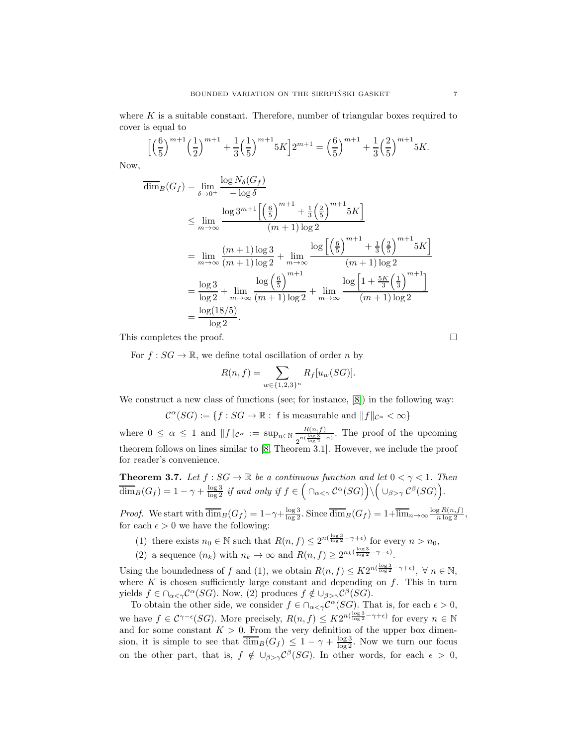where $K$ is a suitable constant. Therefore, number of triangular boxes required to cover is equal to

$$\Big[\Big(\frac{6}{5}\Big)^{m+1}\Big(\frac{1}{2}\Big)^{m+1}+\frac{1}{3}\Big(\frac{1}{5}\Big)^{m+1}5K\Big]2^{m+1}=\Big(\frac{6}{5}\Big)^{m+1}+\frac{1}{3}\Big(\frac{2}{5}\Big)^{m+1}5K.$$

Now,

$$\begin{aligned}
\overline{\dim}_B(G_f) &= \lim_{\delta\to 0^+}\frac{\log N_\delta(G_f)}{-\log\delta}\\
&\leq \lim_{m\to\infty}\frac{\log 3^{m+1}\Big[\Big(\frac{6}{5}\Big)^{m+1}+\frac{1}{3}\Big(\frac{2}{5}\Big)^{m+1}5K\Big]}{(m+1)\log 2}\\
&= \lim_{m\to\infty}\frac{(m+1)\log 3}{(m+1)\log 2}+\lim_{m\to\infty}\frac{\log\Big[\Big(\frac{6}{5}\Big)^{m+1}+\frac{1}{3}\Big(\frac{2}{5}\Big)^{m+1}5K\Big]}{(m+1)\log 2}\\
&= \frac{\log 3}{\log 2}+\lim_{m\to\infty}\frac{\log\Big(\frac{6}{5}\Big)^{m+1}}{(m+1)\log 2}+\lim_{m\to\infty}\frac{\log\Big[1+\frac{5K}{3}\Big(\frac{1}{3}\Big)^{m+1}\Big]}{(m+1)\log 2}\\
&= \frac{\log(18/5)}{\log 2}.
\end{aligned}$$

This completes the proof. □

For $f : SG \to \mathbb{R}$, we define total oscillation of order $n$ by

$$R(n,f)=\sum_{w\in\{1,2,3\}^n} R_f[u_w(SG)].$$

We construct a new class of functions (see; for instance, [8]) in the following way:

$$\mathcal{C}^\alpha(SG) := \{f : SG \to \mathbb{R} :\ \text{f is measurable and } \|f\|_{\mathcal{C}^\alpha}<\infty\}$$

where $0 \leq \alpha \leq 1$ and $\|f\|_{\mathcal{C}^\alpha} := \sup_{n\in\mathbb{N}}\frac{R(n,f)}{2^{n(\frac{\log 3}{\log 2}-\alpha)}}$. The proof of the upcoming theorem follows on lines similar to [8, Theorem 3.1]. However, we include the proof for reader's convenience.

**Theorem 3.7.** *Let $f : SG \to \mathbb{R}$ be a continuous function and let $0 < \gamma < 1$. Then $\overline{\dim}_B(G_f) = 1-\gamma+\frac{\log 3}{\log 2}$ if and only if $f \in \Big(\cap_{\alpha<\gamma}\mathcal{C}^\alpha(SG)\Big)\backslash\Big(\cup_{\beta>\gamma}\mathcal{C}^\beta(SG)\Big)$.*

*Proof.* We start with $\overline{\dim}_B(G_f) = 1-\gamma+\frac{\log 3}{\log 2}$. Since $\overline{\dim}_B(G_f) = 1+\overline{\lim}_{n\to\infty}\frac{\log R(n,f)}{n\log 2}$, for each $\epsilon > 0$ we have the following:

(1) there exists $n_0 \in \mathbb{N}$ such that $R(n,f) \leq 2^{n(\frac{\log 3}{\log 2}-\gamma+\epsilon)}$ for every $n > n_0$,
(2) a sequence $(n_k)$ with $n_k \to \infty$ and $R(n,f) \geq 2^{n_k(\frac{\log 3}{\log 2}-\gamma-\epsilon)}$.

Using the boundedness of $f$ and (1), we obtain $R(n,f) \leq K2^{n(\frac{\log 3}{\log 2}-\gamma+\epsilon)}$, $\forall\ n\in\mathbb{N}$, where $K$ is chosen sufficiently large constant and depending on $f$. This in turn yields $f \in \cap_{\alpha<\gamma}\mathcal{C}^\alpha(SG)$. Now, (2) produces $f \notin \cup_{\beta>\gamma}\mathcal{C}^\beta(SG)$.

To obtain the other side, we consider $f \in \cap_{\alpha<\gamma}\mathcal{C}^\alpha(SG)$. That is, for each $\epsilon > 0$, we have $f \in \mathcal{C}^{\gamma-\epsilon}(SG)$. More precisely, $R(n,f) \leq K2^{n(\frac{\log 3}{\log 2}-\gamma+\epsilon)}$ for every $n \in \mathbb{N}$ and for some constant $K > 0$. From the very definition of the upper box dimension, it is simple to see that $\overline{\dim}_B(G_f) \leq 1-\gamma+\frac{\log 3}{\log 2}$. Now we turn our focus on the other part, that is, $f \notin \cup_{\beta>\gamma}\mathcal{C}^\beta(SG)$. In other words, for each $\epsilon > 0$,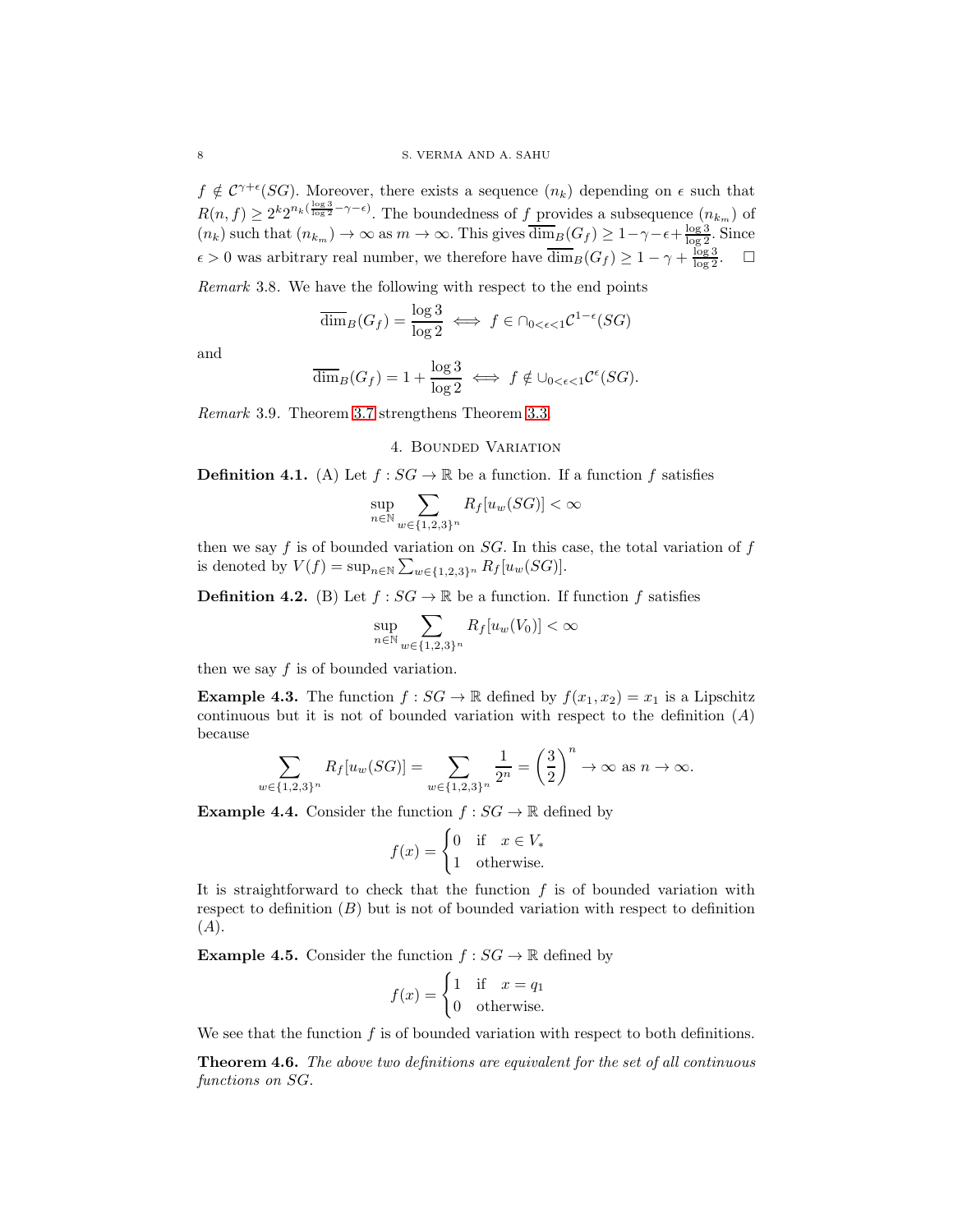$f \notin \mathcal{C}^{\gamma+\epsilon}(SG)$. Moreover, there exists a sequence $(n_k)$ depending on $\epsilon$ such that $R(n,f) \geq 2^k 2^{n_k(\frac{\log 3}{\log 2}-\gamma-\epsilon)}$. The boundedness of $f$ provides a subsequence $(n_{k_m})$ of $(n_k)$ such that $(n_{k_m}) \to \infty$ as $m \to \infty$. This gives $\overline{\dim}_B(G_f) \geq 1-\gamma-\epsilon+\frac{\log 3}{\log 2}$. Since $\epsilon > 0$ was arbitrary real number, we therefore have $\overline{\dim}_B(G_f) \geq 1-\gamma+\frac{\log 3}{\log 2}$. $\square$

*Remark* 3.8. We have the following with respect to the end points

$$\overline{\dim}_B(G_f) = \frac{\log 3}{\log 2} \iff f \in \cap_{0<\epsilon<1}\mathcal{C}^{1-\epsilon}(SG)$$

and

$$\overline{\dim}_B(G_f) = 1+\frac{\log 3}{\log 2} \iff f \notin \cup_{0<\epsilon<1}\mathcal{C}^{\epsilon}(SG).$$

*Remark* 3.9. Theorem 3.7 strengthens Theorem 3.3.

## 4. Bounded Variation

**Definition 4.1.** (A) Let $f : SG \to \mathbb{R}$ be a function. If a function $f$ satisfies

$$\sup_{n\in\mathbb{N}} \sum_{w\in\{1,2,3\}^n} R_f[u_w(SG)] < \infty$$

then we say $f$ is of bounded variation on $SG$. In this case, the total variation of $f$ is denoted by $V(f) = \sup_{n\in\mathbb{N}} \sum_{w\in\{1,2,3\}^n} R_f[u_w(SG)]$.

**Definition 4.2.** (B) Let $f : SG \to \mathbb{R}$ be a function. If function $f$ satisfies

$$\sup_{n\in\mathbb{N}} \sum_{w\in\{1,2,3\}^n} R_f[u_w(V_0)] < \infty$$

then we say $f$ is of bounded variation.

**Example 4.3.** The function $f : SG \to \mathbb{R}$ defined by $f(x_1, x_2) = x_1$ is a Lipschitz continuous but it is not of bounded variation with respect to the definition $(A)$ because

$$\sum_{w\in\{1,2,3\}^n} R_f[u_w(SG)] = \sum_{w\in\{1,2,3\}^n} \frac{1}{2^n} = \left(\frac{3}{2}\right)^n \to \infty \text{ as } n \to \infty.$$

**Example 4.4.** Consider the function $f : SG \to \mathbb{R}$ defined by

$$f(x) = \begin{cases} 0 & \text{if} \quad x \in V_* \\ 1 & \text{otherwise.} \end{cases}$$

It is straightforward to check that the function $f$ is of bounded variation with respect to definition $(B)$ but is not of bounded variation with respect to definition $(A)$.

**Example 4.5.** Consider the function $f : SG \to \mathbb{R}$ defined by

$$f(x) = \begin{cases} 1 & \text{if} \quad x = q_1 \\ 0 & \text{otherwise.} \end{cases}$$

We see that the function $f$ is of bounded variation with respect to both definitions.

**Theorem 4.6.** *The above two definitions are equivalent for the set of all continuous functions on SG.*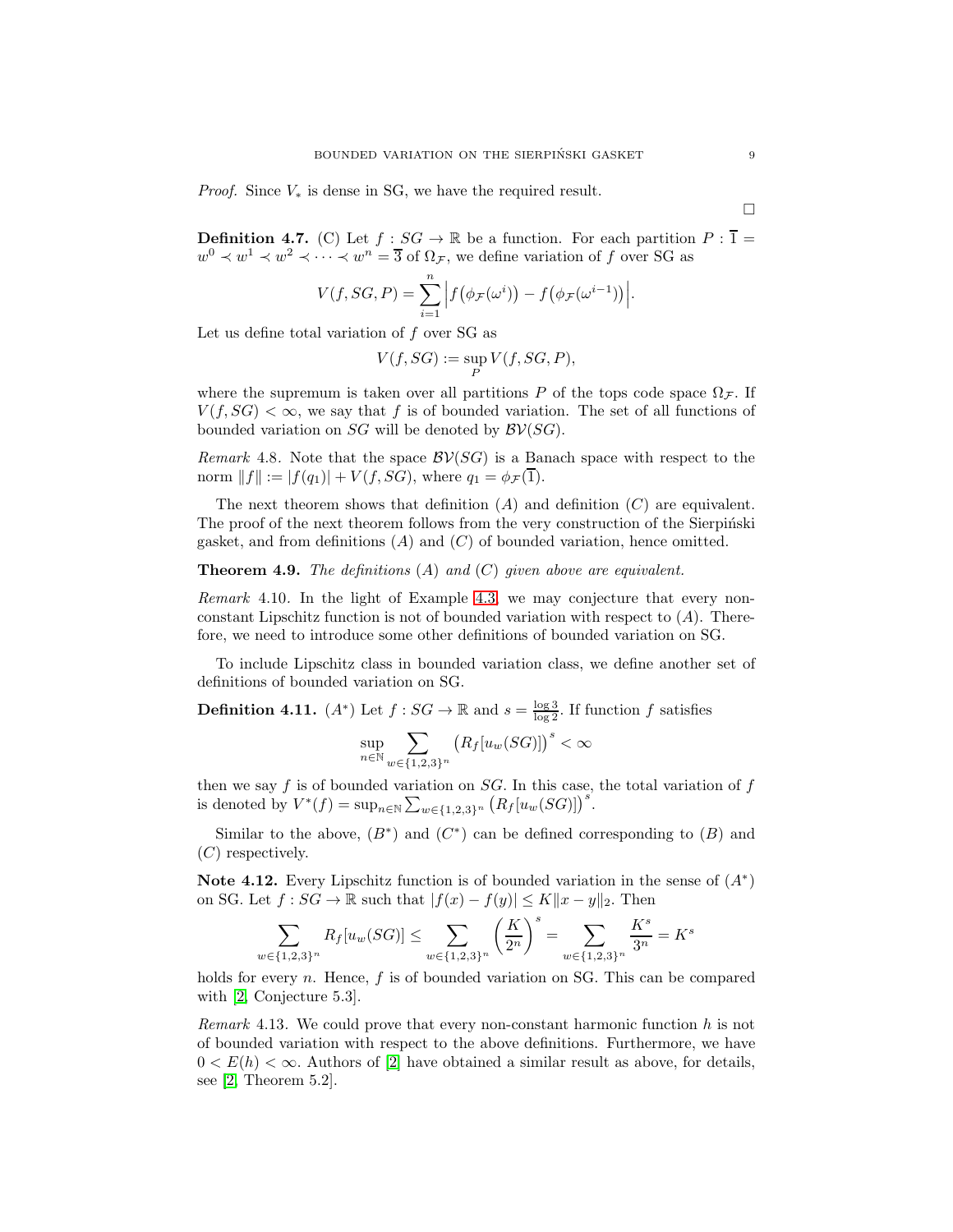*Proof.* Since $V_*$ is dense in SG, we have the required result.

$\square$

**Definition 4.7.** (C) Let $f : SG \to \mathbb{R}$ be a function. For each partition $P : \overline{1} = w^0 \prec w^1 \prec w^2 \prec \cdots \prec w^n = \overline{3}$ of $\Omega_{\mathcal{F}}$, we define variation of $f$ over SG as

$$V(f, SG, P) = \sum_{i=1}^{n} \Big| f\big(\phi_{\mathcal{F}}(\omega^i)\big) - f\big(\phi_{\mathcal{F}}(\omega^{i-1})\big) \Big|.$$

Let us define total variation of $f$ over SG as

$$V(f, SG) := \sup_{P} V(f, SG, P),$$

where the supremum is taken over all partitions $P$ of the tops code space $\Omega_{\mathcal{F}}$. If $V(f, SG) < \infty$, we say that $f$ is of bounded variation. The set of all functions of bounded variation on $SG$ will be denoted by $\mathcal{BV}(SG)$.

*Remark* 4.8. Note that the space $\mathcal{BV}(SG)$ is a Banach space with respect to the norm $\|f\| := |f(q_1)| + V(f, SG)$, where $q_1 = \phi_{\mathcal{F}}(\overline{1})$.

The next theorem shows that definition $(A)$ and definition $(C)$ are equivalent. The proof of the next theorem follows from the very construction of the Sierpiński gasket, and from definitions $(A)$ and $(C)$ of bounded variation, hence omitted.

**Theorem 4.9.** *The definitions $(A)$ and $(C)$ given above are equivalent.*

*Remark* 4.10. In the light of Example 4.3, we may conjecture that every non-constant Lipschitz function is not of bounded variation with respect to $(A)$. Therefore, we need to introduce some other definitions of bounded variation on SG.

To include Lipschitz class in bounded variation class, we define another set of definitions of bounded variation on SG.

**Definition 4.11.** $(A^*)$ Let $f : SG \to \mathbb{R}$ and $s = \frac{\log 3}{\log 2}$. If function $f$ satisfies

$$\sup_{n \in \mathbb{N}} \sum_{w \in \{1,2,3\}^n} \big( R_f[u_w(SG)] \big)^s < \infty$$

then we say $f$ is of bounded variation on $SG$. In this case, the total variation of $f$ is denoted by $V^*(f) = \sup_{n \in \mathbb{N}} \sum_{w \in \{1,2,3\}^n} \big( R_f[u_w(SG)] \big)^s$.

Similar to the above, $(B^*)$ and $(C^*)$ can be defined corresponding to $(B)$ and $(C)$ respectively.

**Note 4.12.** Every Lipschitz function is of bounded variation in the sense of $(A^*)$ on SG. Let $f : SG \to \mathbb{R}$ such that $|f(x) - f(y)| \leq K \|x - y\|_2$. Then

$$\sum_{w \in \{1,2,3\}^n} R_f[u_w(SG)] \leq \sum_{w \in \{1,2,3\}^n} \left( \frac{K}{2^n} \right)^s = \sum_{w \in \{1,2,3\}^n} \frac{K^s}{3^n} = K^s$$

holds for every $n$. Hence, $f$ is of bounded variation on SG. This can be compared with [2, Conjecture 5.3].

*Remark* 4.13. We could prove that every non-constant harmonic function $h$ is not of bounded variation with respect to the above definitions. Furthermore, we have $0 < E(h) < \infty$. Authors of [2] have obtained a similar result as above, for details, see [2, Theorem 5.2].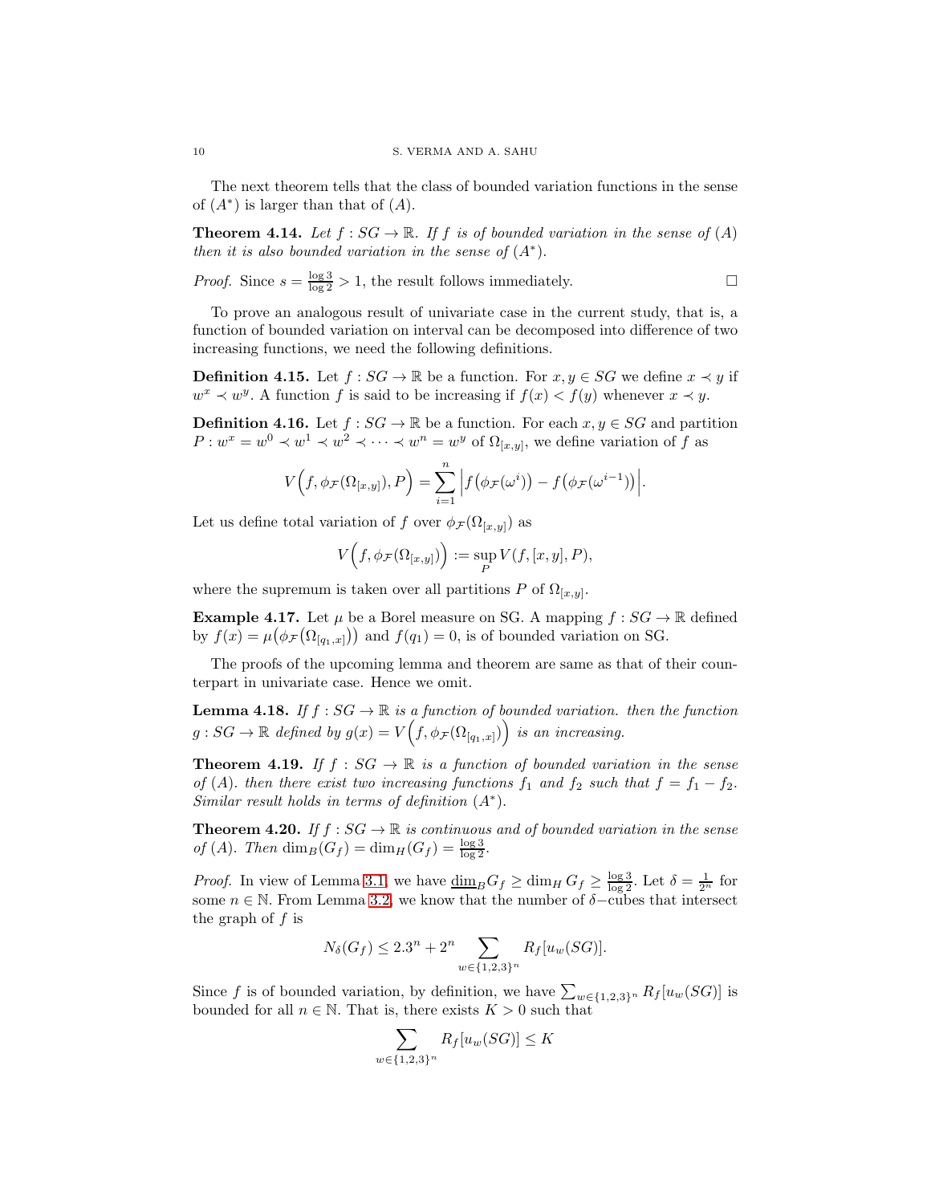The next theorem tells that the class of bounded variation functions in the sense of $(A^*)$ is larger than that of $(A)$.

**Theorem 4.14.** *Let $f : SG \to \mathbb{R}$. If $f$ is of bounded variation in the sense of $(A)$ then it is also bounded variation in the sense of $(A^*)$.*

*Proof.* Since $s = \frac{\log 3}{\log 2} > 1$, the result follows immediately. $\square$

To prove an analogous result of univariate case in the current study, that is, a function of bounded variation on interval can be decomposed into difference of two increasing functions, we need the following definitions.

**Definition 4.15.** Let $f : SG \to \mathbb{R}$ be a function. For $x, y \in SG$ we define $x \prec y$ if $w^x \prec w^y$. A function $f$ is said to be increasing if $f(x) < f(y)$ whenever $x \prec y$.

**Definition 4.16.** Let $f : SG \to \mathbb{R}$ be a function. For each $x, y \in SG$ and partition $P : w^x = w^0 \prec w^1 \prec w^2 \prec \cdots \prec w^n = w^y$ of $\Omega_{[x,y]}$, we define variation of $f$ as

$$V\Big(f, \phi_{\mathcal{F}}(\Omega_{[x,y]}), P\Big) = \sum_{i=1}^{n} \Big| f\big(\phi_{\mathcal{F}}(\omega^i)\big) - f\big(\phi_{\mathcal{F}}(\omega^{i-1})\big) \Big|.$$

Let us define total variation of $f$ over $\phi_{\mathcal{F}}(\Omega_{[x,y]})$ as

$$V\Big(f, \phi_{\mathcal{F}}(\Omega_{[x,y]})\Big) := \sup_{P} V(f, [x,y], P),$$

where the supremum is taken over all partitions $P$ of $\Omega_{[x,y]}$.

**Example 4.17.** Let $\mu$ be a Borel measure on SG. A mapping $f : SG \to \mathbb{R}$ defined by $f(x) = \mu\big(\phi_{\mathcal{F}}\big(\Omega_{[q_1,x]}\big)\big)$ and $f(q_1) = 0$, is of bounded variation on SG.

The proofs of the upcoming lemma and theorem are same as that of their counterpart in univariate case. Hence we omit.

**Lemma 4.18.** *If $f : SG \to \mathbb{R}$ is a function of bounded variation. then the function $g : SG \to \mathbb{R}$ defined by $g(x) = V\Big(f, \phi_{\mathcal{F}}(\Omega_{[q_1,x]})\Big)$ is an increasing.*

**Theorem 4.19.** *If $f : SG \to \mathbb{R}$ is a function of bounded variation in the sense of $(A)$. then there exist two increasing functions $f_1$ and $f_2$ such that $f = f_1 - f_2$. Similar result holds in terms of definition $(A^*)$.*

**Theorem 4.20.** *If $f : SG \to \mathbb{R}$ is continuous and of bounded variation in the sense of $(A)$. Then $\dim_B(G_f) = \dim_H(G_f) = \frac{\log 3}{\log 2}$.*

*Proof.* In view of Lemma 3.1, we have $\underline{\dim}_B G_f \geq \dim_H G_f \geq \frac{\log 3}{\log 2}$. Let $\delta = \frac{1}{2^n}$ for some $n \in \mathbb{N}$. From Lemma 3.2, we know that the number of $\delta-$cubes that intersect the graph of $f$ is

$$N_\delta(G_f) \leq 2.3^n + 2^n \sum_{w \in \{1,2,3\}^n} R_f[u_w(SG)].$$

Since $f$ is of bounded variation, by definition, we have $\sum_{w \in \{1,2,3\}^n} R_f[u_w(SG)]$ is bounded for all $n \in \mathbb{N}$. That is, there exists $K > 0$ such that

$$\sum_{w \in \{1,2,3\}^n} R_f[u_w(SG)] \leq K$$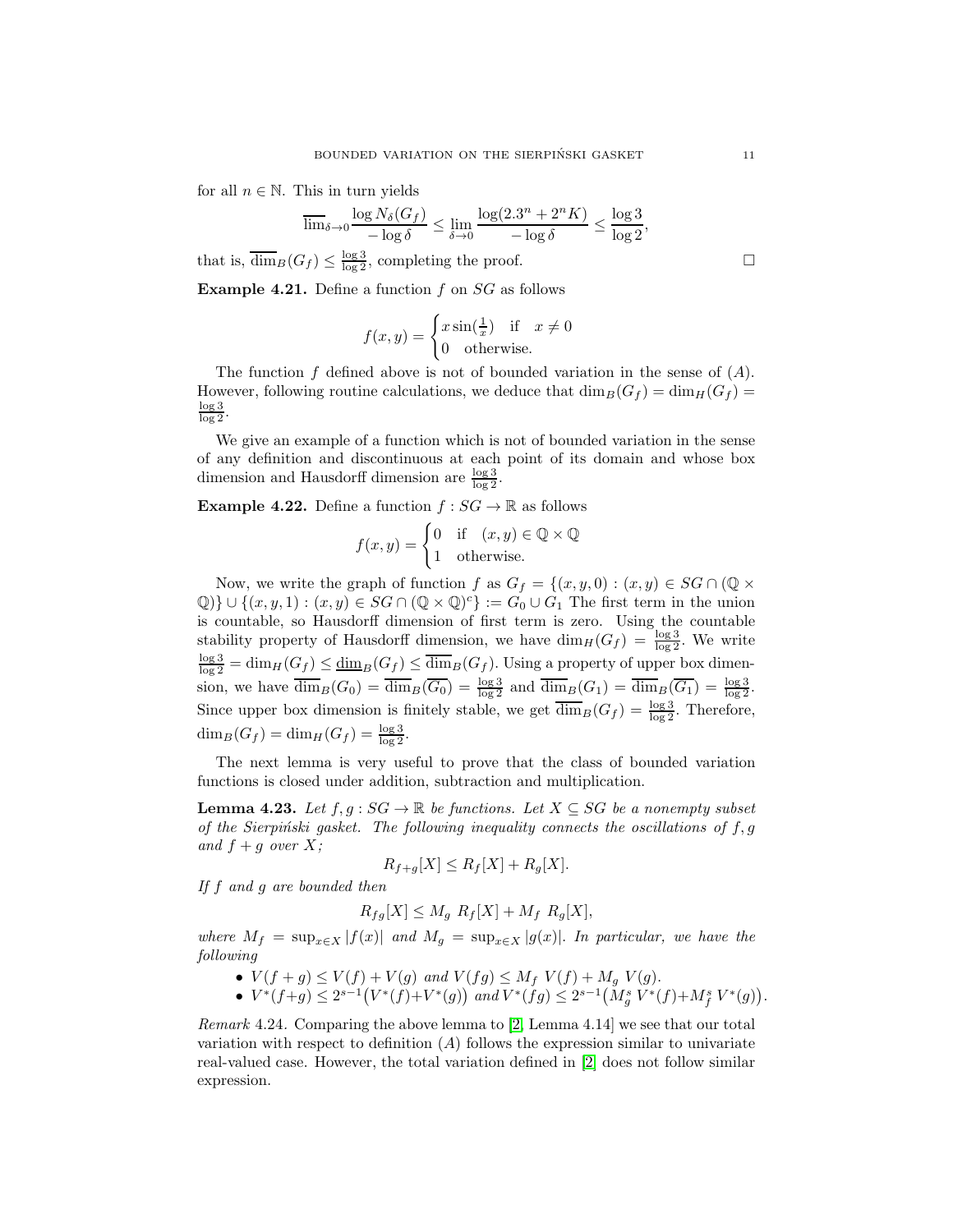for all $n \in \mathbb{N}$. This in turn yields

$$\overline{\lim}_{\delta\to 0}\frac{\log N_\delta(G_f)}{-\log\delta} \le \lim_{\delta\to 0}\frac{\log(2.3^n + 2^n K)}{-\log\delta} \le \frac{\log 3}{\log 2},$$

that is, $\overline{\dim}_B(G_f) \le \frac{\log 3}{\log 2}$, completing the proof. $\square$

**Example 4.21.** Define a function $f$ on $SG$ as follows

$$f(x,y) = \begin{cases} x\sin(\frac{1}{x}) & \text{if} \quad x \neq 0 \\ 0 & \text{otherwise.} \end{cases}$$

The function $f$ defined above is not of bounded variation in the sense of $(A)$. However, following routine calculations, we deduce that $\dim_B(G_f) = \dim_H(G_f) = \frac{\log 3}{\log 2}$.

We give an example of a function which is not of bounded variation in the sense of any definition and discontinuous at each point of its domain and whose box dimension and Hausdorff dimension are $\frac{\log 3}{\log 2}$.

**Example 4.22.** Define a function $f : SG \to \mathbb{R}$ as follows

$$f(x,y) = \begin{cases} 0 & \text{if} \quad (x,y) \in \mathbb{Q}\times\mathbb{Q} \\ 1 & \text{otherwise.} \end{cases}$$

Now, we write the graph of function $f$ as $G_f = \{(x,y,0) : (x,y) \in SG \cap (\mathbb{Q}\times\mathbb{Q})\} \cup \{(x,y,1) : (x,y) \in SG \cap (\mathbb{Q}\times\mathbb{Q})^c\} := G_0 \cup G_1$ The first term in the union is countable, so Hausdorff dimension of first term is zero. Using the countable stability property of Hausdorff dimension, we have $\dim_H(G_f) = \frac{\log 3}{\log 2}$. We write $\frac{\log 3}{\log 2} = \dim_H(G_f) \le \underline{\dim}_B(G_f) \le \overline{\dim}_B(G_f)$. Using a property of upper box dimension, we have $\overline{\dim}_B(G_0) = \overline{\dim}_B(\overline{G_0}) = \frac{\log 3}{\log 2}$ and $\overline{\dim}_B(G_1) = \overline{\dim}_B(\overline{G_1}) = \frac{\log 3}{\log 2}$. Since upper box dimension is finitely stable, we get $\overline{\dim}_B(G_f) = \frac{\log 3}{\log 2}$. Therefore, $\dim_B(G_f) = \dim_H(G_f) = \frac{\log 3}{\log 2}$.

The next lemma is very useful to prove that the class of bounded variation functions is closed under addition, subtraction and multiplication.

**Lemma 4.23.** *Let $f, g : SG \to \mathbb{R}$ be functions. Let $X \subseteq SG$ be a nonempty subset of the Sierpiński gasket. The following inequality connects the oscillations of $f, g$ and $f+g$ over $X$;*

$$R_{f+g}[X] \le R_f[X] + R_g[X].$$

*If $f$ and $g$ are bounded then*

$$R_{fg}[X] \le M_g \ R_f[X] + M_f \ R_g[X],$$

*where $M_f = \sup_{x\in X}|f(x)|$ and $M_g = \sup_{x\in X}|g(x)|$. In particular, we have the following*

- $V(f+g) \le V(f) + V(g)$ *and* $V(fg) \le M_f \ V(f) + M_g \ V(g)$.
- $V^*(f+g) \le 2^{s-1}\big(V^*(f) + V^*(g)\big)$ *and* $V^*(fg) \le 2^{s-1}\big(M_g^s \ V^*(f) + M_f^s \ V^*(g)\big)$.

*Remark* 4.24. Comparing the above lemma to [2, Lemma 4.14] we see that our total variation with respect to definition $(A)$ follows the expression similar to univariate real-valued case. However, the total variation defined in [2] does not follow similar expression.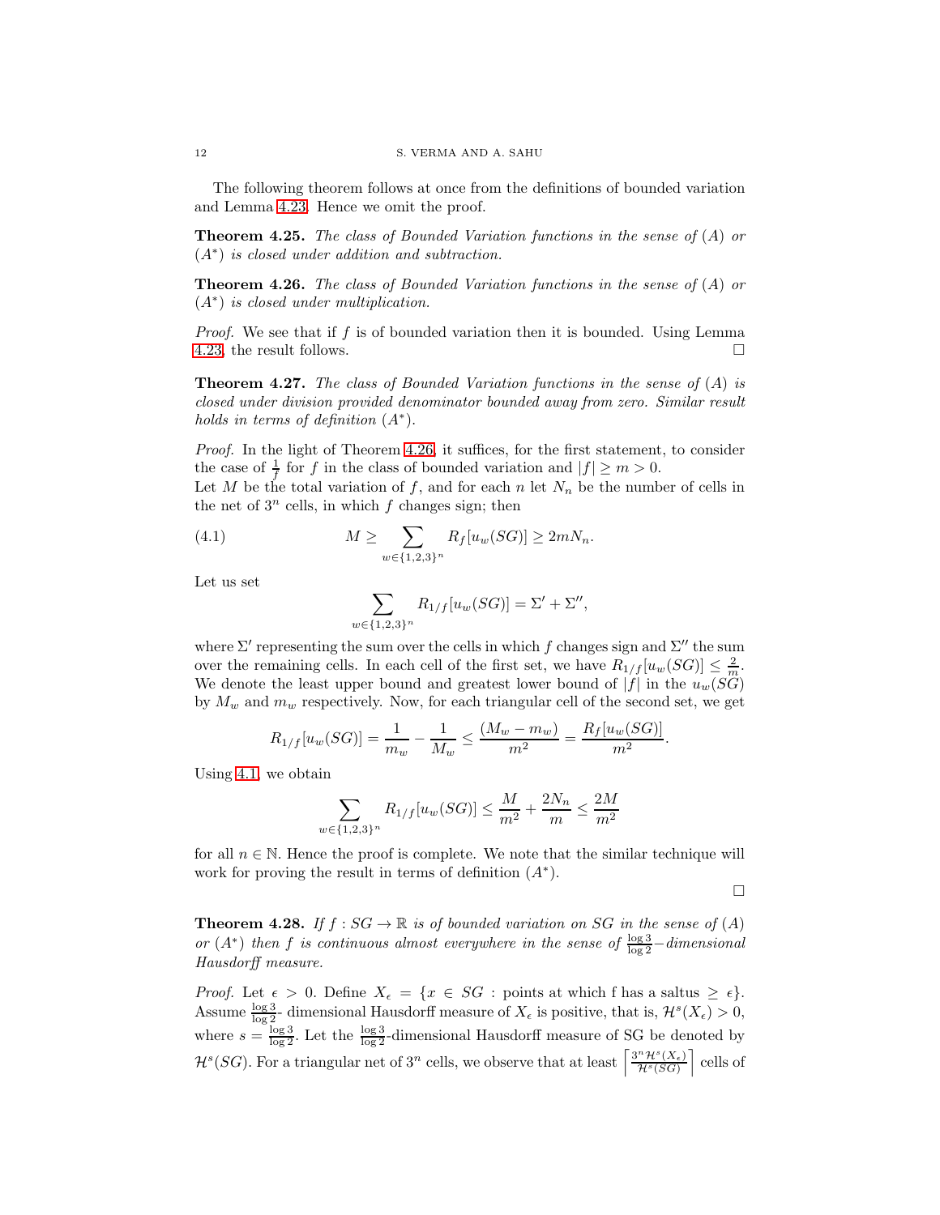The following theorem follows at once from the definitions of bounded variation and Lemma 4.23. Hence we omit the proof.

**Theorem 4.25.** *The class of Bounded Variation functions in the sense of* $(A)$ *or* $(A^*)$ *is closed under addition and subtraction.*

**Theorem 4.26.** *The class of Bounded Variation functions in the sense of* $(A)$ *or* $(A^*)$ *is closed under multiplication.*

*Proof.* We see that if $f$ is of bounded variation then it is bounded. Using Lemma 4.23, the result follows. □

**Theorem 4.27.** *The class of Bounded Variation functions in the sense of* $(A)$ *is closed under division provided denominator bounded away from zero. Similar result holds in terms of definition* $(A^*)$.

*Proof.* In the light of Theorem 4.26, it suffices, for the first statement, to consider the case of $\frac{1}{f}$ for $f$ in the class of bounded variation and $|f| \geq m > 0$.
Let $M$ be the total variation of $f$, and for each $n$ let $N_n$ be the number of cells in the net of $3^n$ cells, in which $f$ changes sign; then

$$M \geq \sum_{w \in \{1,2,3\}^n} R_f[u_w(SG)] \geq 2mN_n. \tag{4.1}$$

Let us set

$$\sum_{w \in \{1,2,3\}^n} R_{1/f}[u_w(SG)] = \Sigma' + \Sigma'',$$

where $\Sigma'$ representing the sum over the cells in which $f$ changes sign and $\Sigma''$ the sum over the remaining cells. In each cell of the first set, we have $R_{1/f}[u_w(SG)] \leq \frac{2}{m}$. We denote the least upper bound and greatest lower bound of $|f|$ in the $u_w(SG)$ by $M_w$ and $m_w$ respectively. Now, for each triangular cell of the second set, we get

$$R_{1/f}[u_w(SG)] = \frac{1}{m_w} - \frac{1}{M_w} \leq \frac{(M_w - m_w)}{m^2} = \frac{R_f[u_w(SG)]}{m^2}.$$

Using 4.1, we obtain

$$\sum_{w \in \{1,2,3\}^n} R_{1/f}[u_w(SG)] \leq \frac{M}{m^2} + \frac{2N_n}{m} \leq \frac{2M}{m^2}$$

for all $n \in \mathbb{N}$. Hence the proof is complete. We note that the similar technique will work for proving the result in terms of definition $(A^*)$.

□

**Theorem 4.28.** *If* $f : SG \to \mathbb{R}$ *is of bounded variation on SG in the sense of* $(A)$ *or* $(A^*)$ *then* $f$ *is continuous almost everywhere in the sense of* $\frac{\log 3}{\log 2}$*−dimensional Hausdorff measure.*

*Proof.* Let $\epsilon > 0$. Define $X_\epsilon = \{x \in SG :$ points at which f has a saltus $\geq \epsilon\}$. Assume $\frac{\log 3}{\log 2}$- dimensional Hausdorff measure of $X_\epsilon$ is positive, that is, $\mathcal{H}^s(X_\epsilon) > 0$, where $s = \frac{\log 3}{\log 2}$. Let the $\frac{\log 3}{\log 2}$-dimensional Hausdorff measure of SG be denoted by $\mathcal{H}^s(SG)$. For a triangular net of $3^n$ cells, we observe that at least $\left\lceil \frac{3^n \mathcal{H}^s(X_\epsilon)}{\mathcal{H}^s(SG)} \right\rceil$ cells of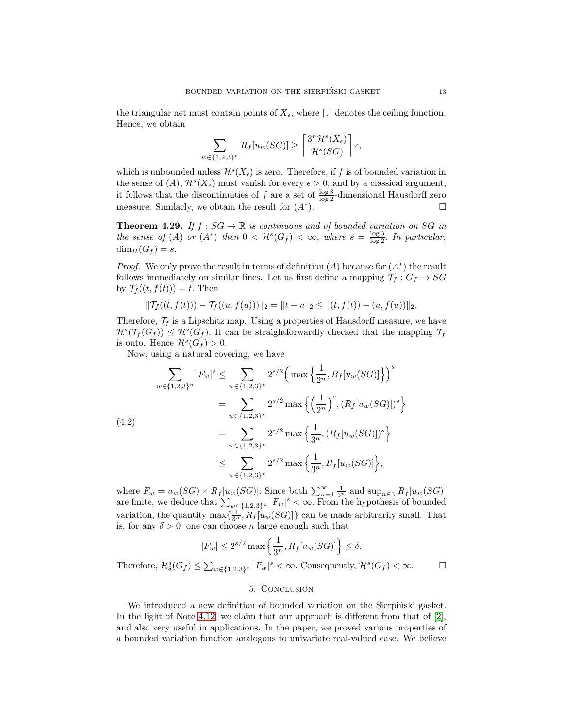the triangular net must contain points of $X_\epsilon$, where $\lceil . \rceil$ denotes the ceiling function. Hence, we obtain

$$\sum_{w \in \{1,2,3\}^n} R_f[u_w(SG)] \geq \left\lceil \frac{3^n \mathcal{H}^s(X_\epsilon)}{\mathcal{H}^s(SG)} \right\rceil \epsilon,$$

which is unbounded unless $\mathcal{H}^s(X_\epsilon)$ is zero. Therefore, if $f$ is of bounded variation in the sense of $(A)$, $\mathcal{H}^s(X_\epsilon)$ must vanish for every $\epsilon > 0$, and by a classical argument, it follows that the discontinuities of $f$ are a set of $\frac{\log 3}{\log 2}$-dimensional Hausdorff zero measure. Similarly, we obtain the result for $(A^*)$. □

**Theorem 4.29.** *If $f : SG \to \mathbb{R}$ is continuous and of bounded variation on $SG$ in the sense of $(A)$ or $(A^*)$ then $0 < \mathcal{H}^s(G_f) < \infty$, where $s = \frac{\log 3}{\log 2}$. In particular, $\dim_H(G_f) = s$.*

*Proof.* We only prove the result in terms of definition $(A)$ because for $(A^*)$ the result follows immediately on similar lines. Let us first define a mapping $\mathcal{T}_f : G_f \to SG$ by $\mathcal{T}_f((t, f(t))) = t$. Then

$$\|\mathcal{T}_f((t, f(t))) - \mathcal{T}_f((u, f(u)))\|_2 = \|t - u\|_2 \leq \|(t, f(t)) - (u, f(u))\|_2.$$

Therefore, $\mathcal{T}_f$ is a Lipschitz map. Using a properties of Hausdorff measure, we have $\mathcal{H}^s(\mathcal{T}_f(G_f)) \leq \mathcal{H}^s(G_f)$. It can be straightforwardly checked that the mapping $\mathcal{T}_f$ is onto. Hence $\mathcal{H}^s(G_f) > 0$.

Now, using a natural covering, we have

$$\begin{aligned}
\sum_{w \in \{1,2,3\}^n} |F_w|^s &\leq \sum_{w \in \{1,2,3\}^n} 2^{s/2} \Big( \max \Big\{ \frac{1}{2^n}, R_f[u_w(SG)] \Big\} \Big)^s \\
&= \sum_{w \in \{1,2,3\}^n} 2^{s/2} \max \Big\{ \Big( \frac{1}{2^n} \Big)^s, (R_f[u_w(SG)])^s \Big\} \\
&= \sum_{w \in \{1,2,3\}^n} 2^{s/2} \max \Big\{ \frac{1}{3^n}, (R_f[u_w(SG)])^s \Big\} \\
&\leq \sum_{w \in \{1,2,3\}^n} 2^{s/2} \max \Big\{ \frac{1}{3^n}, R_f[u_w(SG)] \Big\},
\end{aligned} \tag{4.2}$$

where $F_w = u_w(SG) \times R_f[u_w(SG)]$. Since both $\sum_{n=1}^{\infty} \frac{1}{3^n}$ and $\sup_{n \in \mathbb{N}} R_f[u_w(SG)]$ are finite, we deduce that $\sum_{w \in \{1,2,3\}^n} |F_w|^s < \infty$. From the hypothesis of bounded variation, the quantity $\max\{\frac{1}{3^n}, R_f[u_w(SG)]\}$ can be made arbitrarily small. That is, for any $\delta > 0$, one can choose $n$ large enough such that

$$|F_w| \leq 2^{s/2} \max \Big\{ \frac{1}{3^n}, R_f[u_w(SG)] \Big\} \leq \delta.$$

Therefore, $\mathcal{H}^s_\delta(G_f) \leq \sum_{w \in \{1,2,3\}^n} |F_w|^s < \infty$. Consequently, $\mathcal{H}^s(G_f) < \infty$. □

## 5. Conclusion

We introduced a new definition of bounded variation on the Sierpiński gasket. In the light of Note 4.12, we claim that our approach is different from that of [2], and also very useful in applications. In the paper, we proved various properties of a bounded variation function analogous to univariate real-valued case. We believe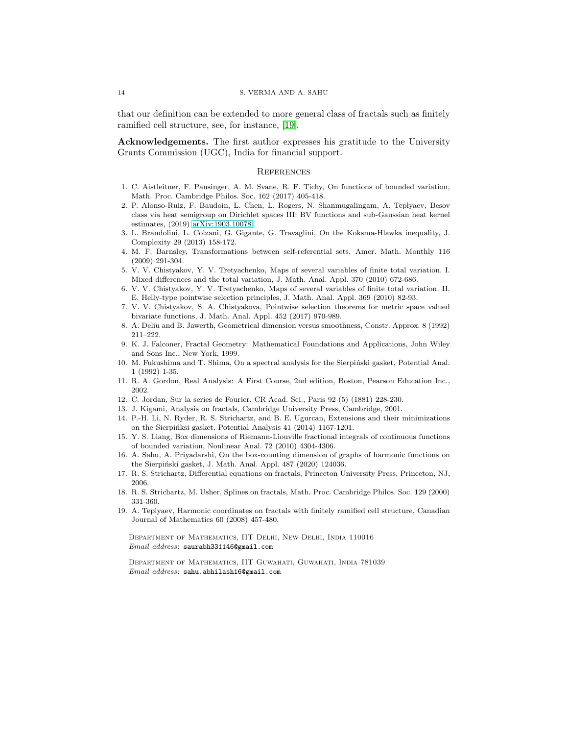that our definition can be extended to more general class of fractals such as finitely ramified cell structure, see, for instance, [19].

**Acknowledgements.** The first author expresses his gratitude to the University Grants Commission (UGC), India for financial support.

## References

1. C. Aistleitner, F. Pausinger, A. M. Svane, R. F. Tichy, On functions of bounded variation, Math. Proc. Cambridge Philos. Soc. 162 (2017) 405-418.
2. P. Alonso-Ruiz, F. Baudoin, L. Chen, L. Rogers, N. Shanmugalingam, A. Teplyaev, Besov class via heat semigroup on Dirichlet spaces III: BV functions and sub-Gaussian heat kernel estimates, (2019) arXiv:1903.10078.
3. L. Brandolini, L. Colzani, G. Gigante, G. Travaglini, On the Koksma-Hlawka inequality, J. Complexity 29 (2013) 158-172.
4. M. F. Barnsley, Transformations between self-referential sets, Amer. Math. Monthly 116 (2009) 291-304.
5. V. V. Chistyakov, Y. V. Tretyachenko, Maps of several variables of finite total variation. I. Mixed differences and the total variation, J. Math. Anal. Appl. 370 (2010) 672-686.
6. V. V. Chistyakov, Y. V. Tretyachenko, Maps of several variables of finite total variation. II. E. Helly-type pointwise selection principles, J. Math. Anal. Appl. 369 (2010) 82-93.
7. V. V. Chistyakov, S. A. Chistyakova, Pointwise selection theorems for metric space valued bivariate functions, J. Math. Anal. Appl. 452 (2017) 970-989.
8. A. Deliu and B. Jawerth, Geometrical dimension versus smoothness, Constr. Approx. 8 (1992) 211–222.
9. K. J. Falconer, Fractal Geometry: Mathematical Foundations and Applications, John Wiley and Sons Inc., New York, 1999.
10. M. Fukushima and T. Shima, On a spectral analysis for the Sierpiński gasket, Potential Anal. 1 (1992) 1-35.
11. R. A. Gordon, Real Analysis: A First Course, 2nd edition, Boston, Pearson Education Inc., 2002.
12. C. Jordan, Sur la series de Fourier, CR Acad. Sci., Paris 92 (5) (1881) 228-230.
13. J. Kigami, Analysis on fractals, Cambridge University Press, Cambridge, 2001.
14. P.-H. Li, N. Ryder, R. S. Strichartz, and B. E. Ugurcan, Extensions and their minimizations on the Sierpińksi gasket, Potential Analysis 41 (2014) 1167-1201.
15. Y. S. Liang, Box dimensions of Riemann-Liouville fractional integrals of continuous functions of bounded variation, Nonlinear Anal. 72 (2010) 4304-4306.
16. A. Sahu, A. Priyadarshi, On the box-counting dimension of graphs of harmonic functions on the Sierpiński gasket, J. Math. Anal. Appl. 487 (2020) 124036.
17. R. S. Strichartz, Differential equations on fractals, Princeton University Press, Princeton, NJ, 2006.
18. R. S. Strichartz, M. Usher, Splines on fractals, Math. Proc. Cambridge Philos. Soc. 129 (2000) 331-360.
19. A. Teplyaev, Harmonic coordinates on fractals with finitely ramified cell structure, Canadian Journal of Mathematics 60 (2008) 457-480.

Department of Mathematics, IIT Delhi, New Delhi, India 110016
*Email address*: saurabh331146@gmail.com

Department of Mathematics, IIT Guwahati, Guwahati, India 781039
*Email address*: sahu.abhilash16@gmail.com